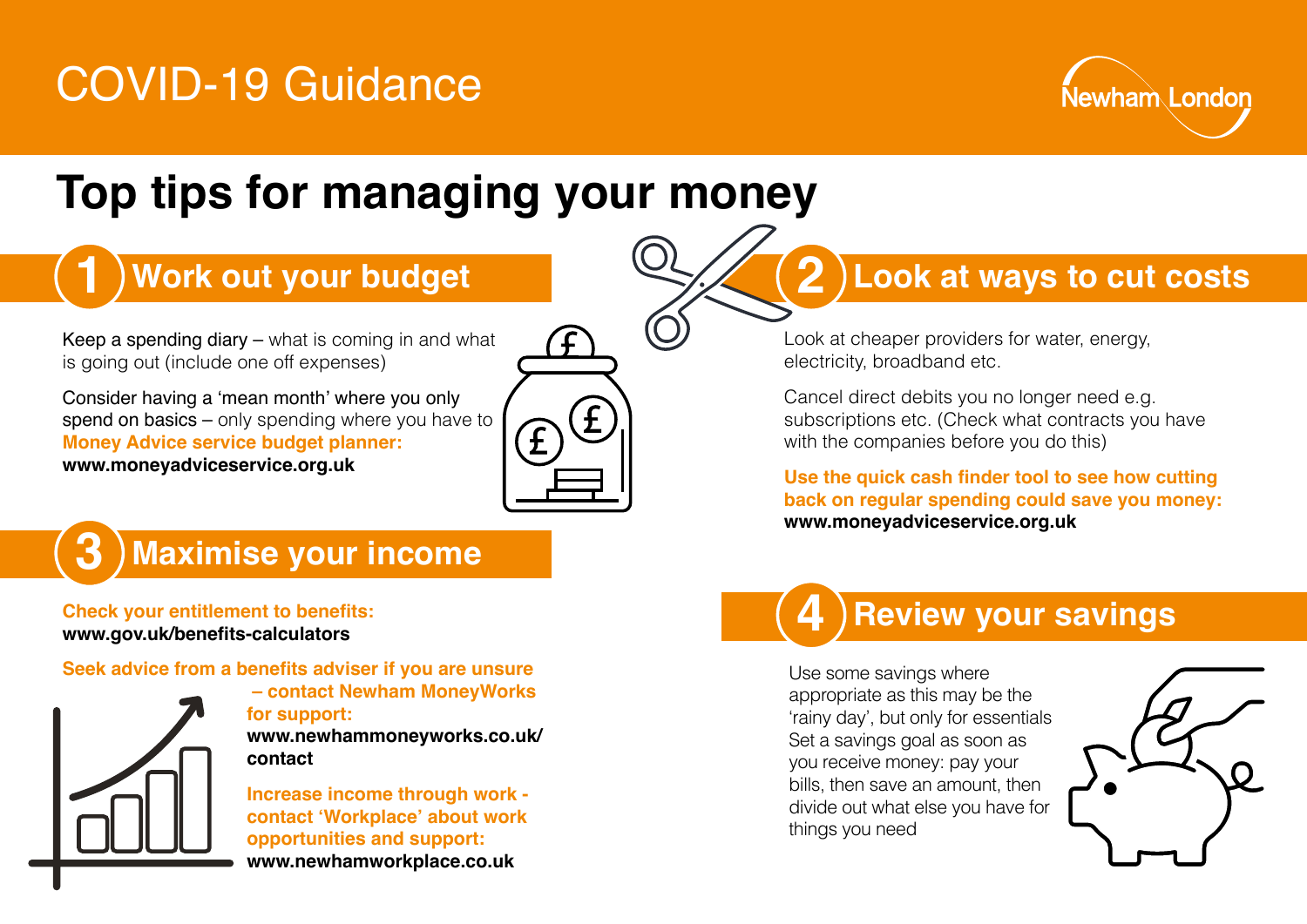# COVID-19 Guidance

Newham London

## Top tips for managing your money

### 1 Work out your budget

Keep a spending diary – what is coming in and what is going out (include one off expenses)

Consider having a 'mean month' where you only spend on basics – only spending where you have to

**Money Advice service budget planner:**
**www.moneyadviceservice.org.uk**

### 2 Look at ways to cut costs

Look at cheaper providers for water, energy, electricity, broadband etc.

Cancel direct debits you no longer need e.g. subscriptions etc. (Check what contracts you have with the companies before you do this)

**Use the quick cash finder tool to see how cutting back on regular spending could save you money:**
**www.moneyadviceservice.org.uk**

### 3 Maximise your income

**Check your entitlement to benefits:**
**www.gov.uk/benefits-calculators**

**Seek advice from a benefits adviser if you are unsure – contact Newham MoneyWorks for support:**
**www.newhammoneyworks.co.uk/contact**

**Increase income through work - contact 'Workplace' about work opportunities and support:**
**www.newhamworkplace.co.uk**

### 4 Review your savings

Use some savings where appropriate as this may be the 'rainy day', but only for essentials
Set a savings goal as soon as you receive money: pay your bills, then save an amount, then divide out what else you have for things you need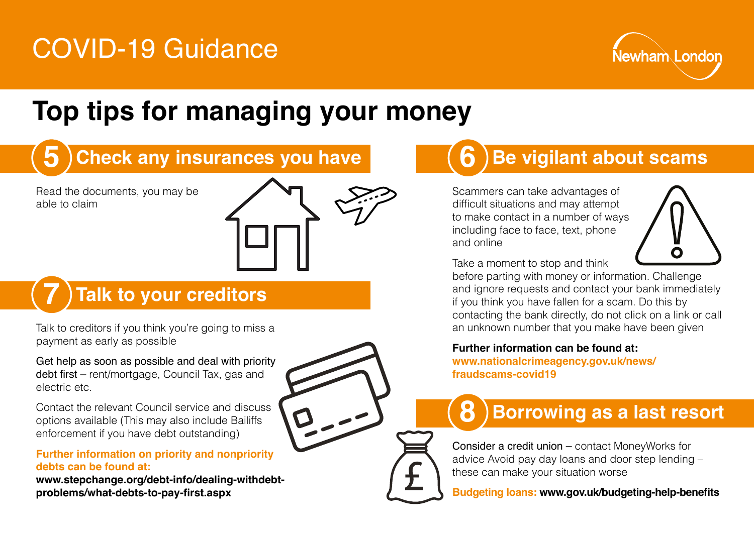# COVID-19 Guidance

Newham London

## Top tips for managing your money

### 5 Check any insurances you have

Read the documents, you may be able to claim

### 7 Talk to your creditors

Talk to creditors if you think you're going to miss a payment as early as possible

Get help as soon as possible and deal with priority debt first – rent/mortgage, Council Tax, gas and electric etc.

Contact the relevant Council service and discuss options available (This may also include Bailiffs enforcement if you have debt outstanding)

**Further information on priority and nonpriority debts can be found at:**
**www.stepchange.org/debt-info/dealing-withdebt-problems/what-debts-to-pay-first.aspx**

### 6 Be vigilant about scams

Scammers can take advantages of difficult situations and may attempt to make contact in a number of ways including face to face, text, phone and online

Take a moment to stop and think before parting with money or information. Challenge and ignore requests and contact your bank immediately if you think you have fallen for a scam. Do this by contacting the bank directly, do not click on a link or call an unknown number that you make have been given

**Further information can be found at:**
**www.nationalcrimeagency.gov.uk/news/fraudscams-covid19**

### 8 Borrowing as a last resort

Consider a credit union – contact MoneyWorks for advice Avoid pay day loans and door step lending – these can make your situation worse

**Budgeting loans: www.gov.uk/budgeting-help-benefits**